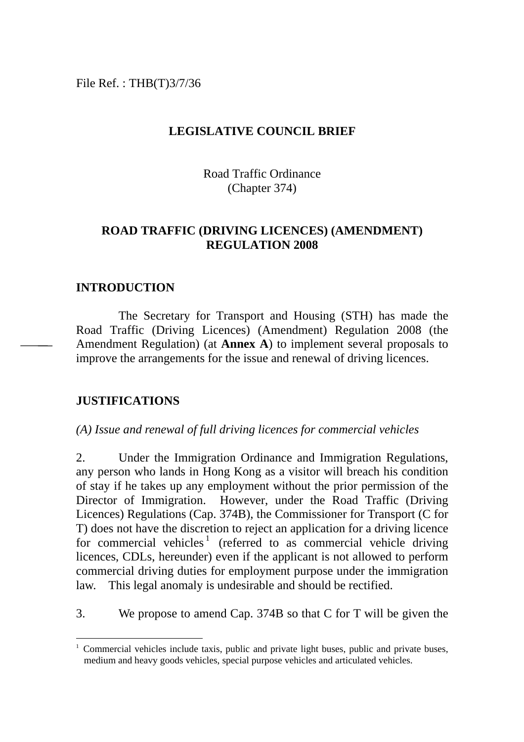File Ref. : THB(T)3/7/36

# LEGISLATIVE COUNCIL BRIEF

Road Traffic Ordinance
(Chapter 374)

## ROAD TRAFFIC (DRIVING LICENCES) (AMENDMENT) REGULATION 2008

### INTRODUCTION

The Secretary for Transport and Housing (STH) has made the Road Traffic (Driving Licences) (Amendment) Regulation 2008 (the Amendment Regulation) (at **Annex A**) to implement several proposals to improve the arrangements for the issue and renewal of driving licences.

### JUSTIFICATIONS

*(A) Issue and renewal of full driving licences for commercial vehicles*

2. Under the Immigration Ordinance and Immigration Regulations, any person who lands in Hong Kong as a visitor will breach his condition of stay if he takes up any employment without the prior permission of the Director of Immigration. However, under the Road Traffic (Driving Licences) Regulations (Cap. 374B), the Commissioner for Transport (C for T) does not have the discretion to reject an application for a driving licence for commercial vehicles[1] (referred to as commercial vehicle driving licences, CDLs, hereunder) even if the applicant is not allowed to perform commercial driving duties for employment purpose under the immigration law. This legal anomaly is undesirable and should be rectified.

3. We propose to amend Cap. 374B so that C for T will be given the

---

[1] Commercial vehicles include taxis, public and private light buses, public and private buses, medium and heavy goods vehicles, special purpose vehicles and articulated vehicles.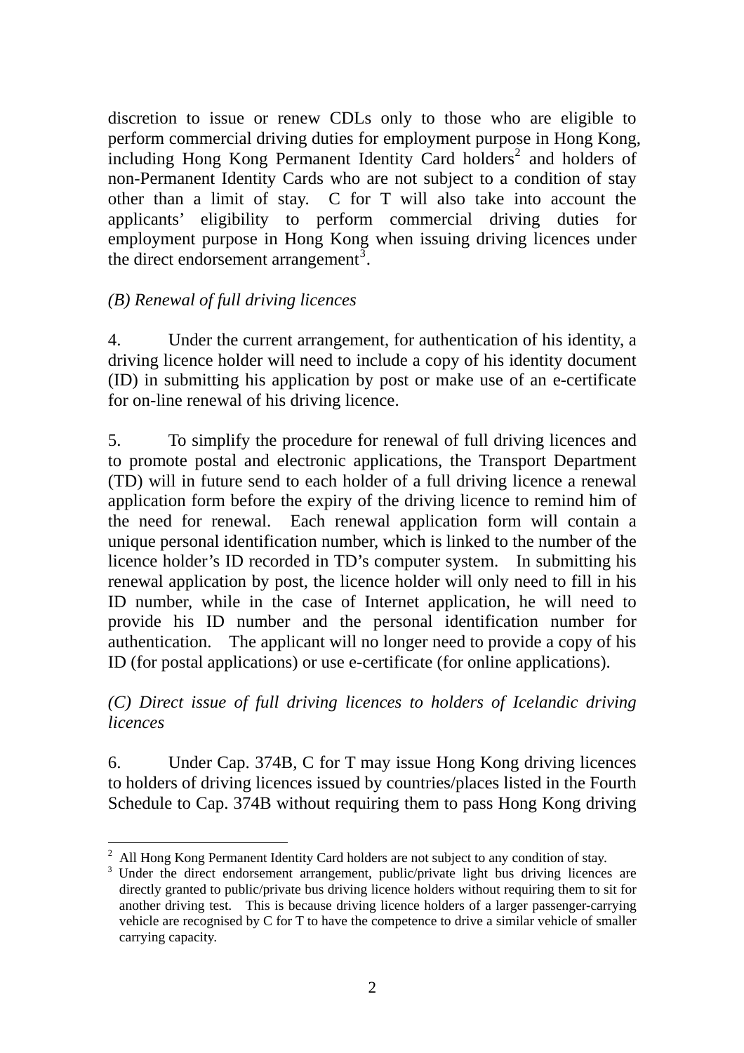discretion to issue or renew CDLs only to those who are eligible to perform commercial driving duties for employment purpose in Hong Kong, including Hong Kong Permanent Identity Card holders[2] and holders of non-Permanent Identity Cards who are not subject to a condition of stay other than a limit of stay. C for T will also take into account the applicants' eligibility to perform commercial driving duties for employment purpose in Hong Kong when issuing driving licences under the direct endorsement arrangement[3].

*(B) Renewal of full driving licences*

4. Under the current arrangement, for authentication of his identity, a driving licence holder will need to include a copy of his identity document (ID) in submitting his application by post or make use of an e-certificate for on-line renewal of his driving licence.

5. To simplify the procedure for renewal of full driving licences and to promote postal and electronic applications, the Transport Department (TD) will in future send to each holder of a full driving licence a renewal application form before the expiry of the driving licence to remind him of the need for renewal. Each renewal application form will contain a unique personal identification number, which is linked to the number of the licence holder's ID recorded in TD's computer system. In submitting his renewal application by post, the licence holder will only need to fill in his ID number, while in the case of Internet application, he will need to provide his ID number and the personal identification number for authentication. The applicant will no longer need to provide a copy of his ID (for postal applications) or use e-certificate (for online applications).

*(C) Direct issue of full driving licences to holders of Icelandic driving licences*

6. Under Cap. 374B, C for T may issue Hong Kong driving licences to holders of driving licences issued by countries/places listed in the Fourth Schedule to Cap. 374B without requiring them to pass Hong Kong driving

---

[2] All Hong Kong Permanent Identity Card holders are not subject to any condition of stay.

[3] Under the direct endorsement arrangement, public/private light bus driving licences are directly granted to public/private bus driving licence holders without requiring them to sit for another driving test. This is because driving licence holders of a larger passenger-carrying vehicle are recognised by C for T to have the competence to drive a similar vehicle of smaller carrying capacity.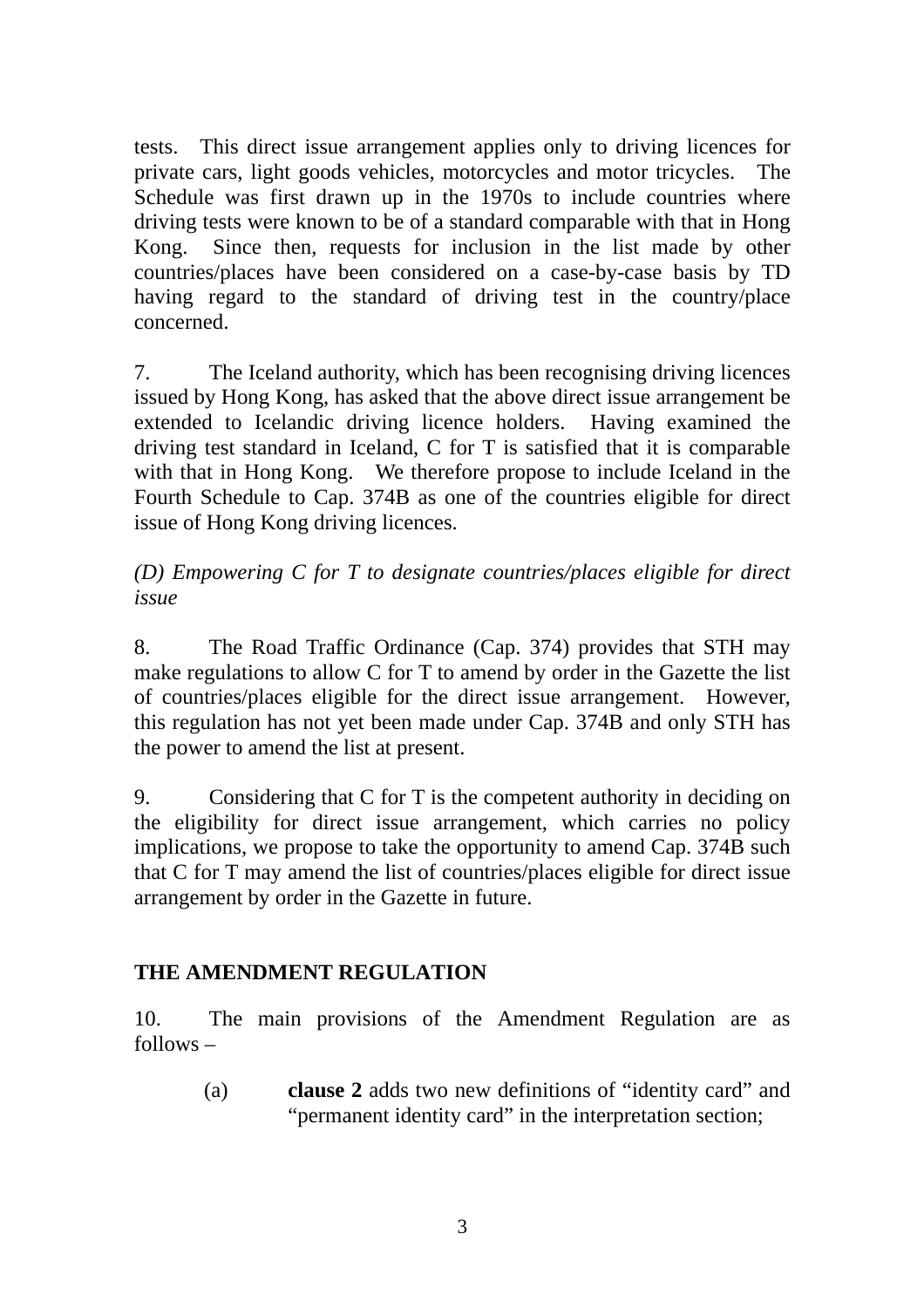tests. This direct issue arrangement applies only to driving licences for private cars, light goods vehicles, motorcycles and motor tricycles. The Schedule was first drawn up in the 1970s to include countries where driving tests were known to be of a standard comparable with that in Hong Kong. Since then, requests for inclusion in the list made by other countries/places have been considered on a case-by-case basis by TD having regard to the standard of driving test in the country/place concerned.

7. The Iceland authority, which has been recognising driving licences issued by Hong Kong, has asked that the above direct issue arrangement be extended to Icelandic driving licence holders. Having examined the driving test standard in Iceland, C for T is satisfied that it is comparable with that in Hong Kong. We therefore propose to include Iceland in the Fourth Schedule to Cap. 374B as one of the countries eligible for direct issue of Hong Kong driving licences.

*(D) Empowering C for T to designate countries/places eligible for direct issue*

8. The Road Traffic Ordinance (Cap. 374) provides that STH may make regulations to allow C for T to amend by order in the Gazette the list of countries/places eligible for the direct issue arrangement. However, this regulation has not yet been made under Cap. 374B and only STH has the power to amend the list at present.

9. Considering that C for T is the competent authority in deciding on the eligibility for direct issue arrangement, which carries no policy implications, we propose to take the opportunity to amend Cap. 374B such that C for T may amend the list of countries/places eligible for direct issue arrangement by order in the Gazette in future.

## THE AMENDMENT REGULATION

10. The main provisions of the Amendment Regulation are as follows –

(a) **clause 2** adds two new definitions of "identity card" and "permanent identity card" in the interpretation section;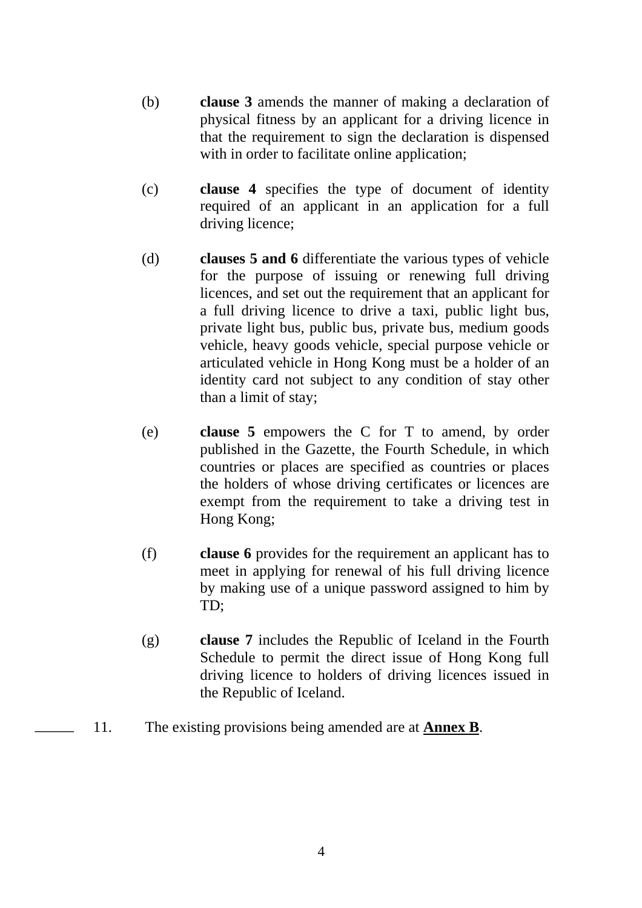(b) **clause 3** amends the manner of making a declaration of physical fitness by an applicant for a driving licence in that the requirement to sign the declaration is dispensed with in order to facilitate online application;

(c) **clause 4** specifies the type of document of identity required of an applicant in an application for a full driving licence;

(d) **clauses 5 and 6** differentiate the various types of vehicle for the purpose of issuing or renewing full driving licences, and set out the requirement that an applicant for a full driving licence to drive a taxi, public light bus, private light bus, public bus, private bus, medium goods vehicle, heavy goods vehicle, special purpose vehicle or articulated vehicle in Hong Kong must be a holder of an identity card not subject to any condition of stay other than a limit of stay;

(e) **clause 5** empowers the C for T to amend, by order published in the Gazette, the Fourth Schedule, in which countries or places are specified as countries or places the holders of whose driving certificates or licences are exempt from the requirement to take a driving test in Hong Kong;

(f) **clause 6** provides for the requirement an applicant has to meet in applying for renewal of his full driving licence by making use of a unique password assigned to him by TD;

(g) **clause 7** includes the Republic of Iceland in the Fourth Schedule to permit the direct issue of Hong Kong full driving licence to holders of driving licences issued in the Republic of Iceland.

11. The existing provisions being amended are at **Annex B**.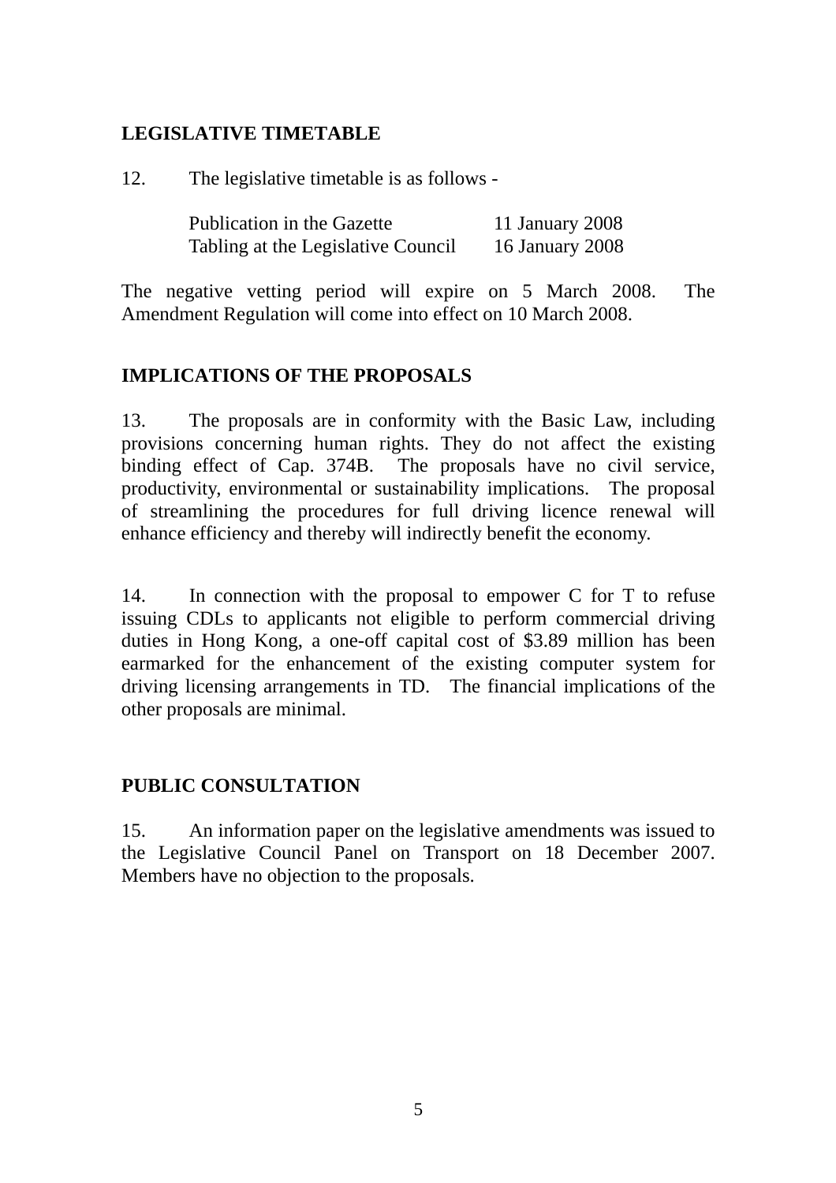## LEGISLATIVE TIMETABLE

12. The legislative timetable is as follows -

| | |
|---|---|
| Publication in the Gazette | 11 January 2008 |
| Tabling at the Legislative Council | 16 January 2008 |

The negative vetting period will expire on 5 March 2008. The Amendment Regulation will come into effect on 10 March 2008.

## IMPLICATIONS OF THE PROPOSALS

13. The proposals are in conformity with the Basic Law, including provisions concerning human rights. They do not affect the existing binding effect of Cap. 374B. The proposals have no civil service, productivity, environmental or sustainability implications. The proposal of streamlining the procedures for full driving licence renewal will enhance efficiency and thereby will indirectly benefit the economy.

14. In connection with the proposal to empower C for T to refuse issuing CDLs to applicants not eligible to perform commercial driving duties in Hong Kong, a one-off capital cost of $3.89 million has been earmarked for the enhancement of the existing computer system for driving licensing arrangements in TD. The financial implications of the other proposals are minimal.

## PUBLIC CONSULTATION

15. An information paper on the legislative amendments was issued to the Legislative Council Panel on Transport on 18 December 2007. Members have no objection to the proposals.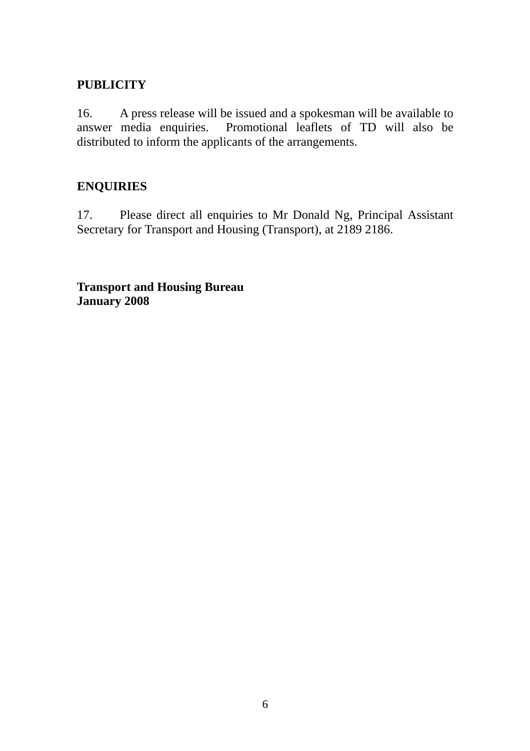**PUBLICITY**

16. A press release will be issued and a spokesman will be available to answer media enquiries. Promotional leaflets of TD will also be distributed to inform the applicants of the arrangements.

**ENQUIRIES**

17. Please direct all enquiries to Mr Donald Ng, Principal Assistant Secretary for Transport and Housing (Transport), at 2189 2186.

**Transport and Housing Bureau**
**January 2008**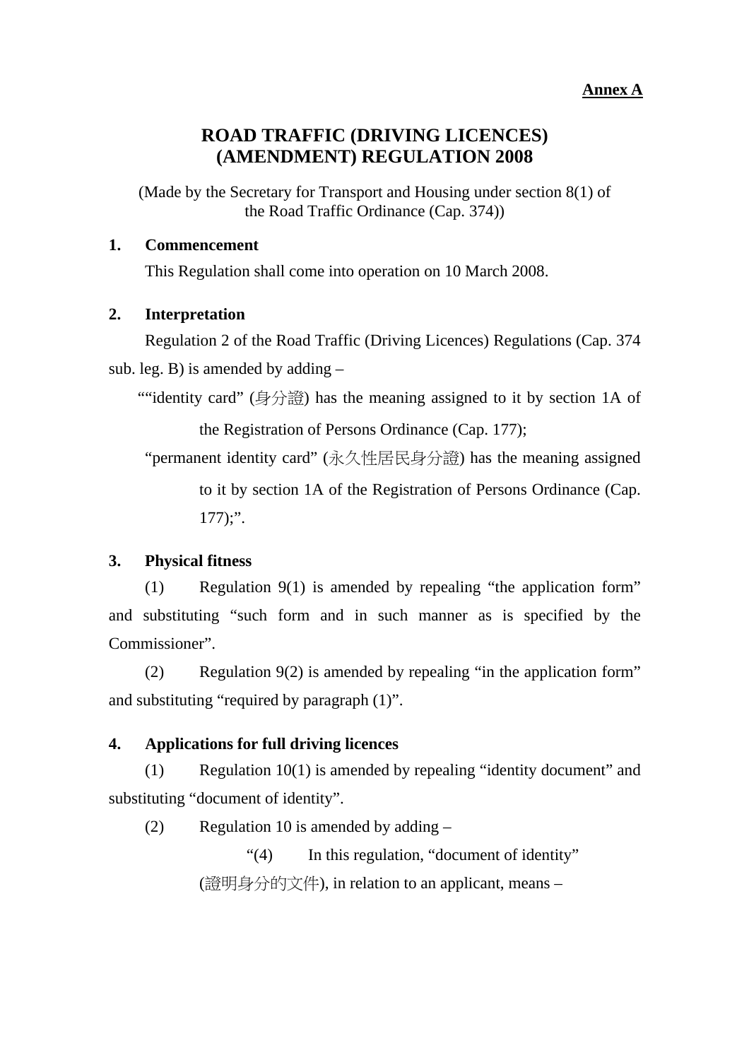**Annex A**

# ROAD TRAFFIC (DRIVING LICENCES) (AMENDMENT) REGULATION 2008

(Made by the Secretary for Transport and Housing under section 8(1) of the Road Traffic Ordinance (Cap. 374))

**1. Commencement**

This Regulation shall come into operation on 10 March 2008.

**2. Interpretation**

Regulation 2 of the Road Traffic (Driving Licences) Regulations (Cap. 374 sub. leg. B) is amended by adding –

""identity card" (身分證) has the meaning assigned to it by section 1A of the Registration of Persons Ordinance (Cap. 177);

"permanent identity card" (永久性居民身分證) has the meaning assigned to it by section 1A of the Registration of Persons Ordinance (Cap. 177);".

**3. Physical fitness**

(1) Regulation 9(1) is amended by repealing "the application form" and substituting "such form and in such manner as is specified by the Commissioner".

(2) Regulation 9(2) is amended by repealing "in the application form" and substituting "required by paragraph (1)".

**4. Applications for full driving licences**

(1) Regulation 10(1) is amended by repealing "identity document" and substituting "document of identity".

(2) Regulation 10 is amended by adding –

"(4) In this regulation, "document of identity" (證明身分的文件), in relation to an applicant, means –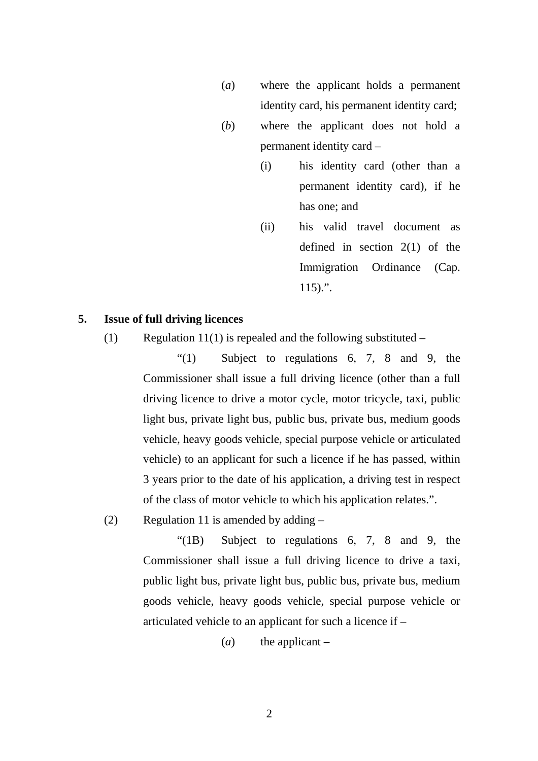(*a*) where the applicant holds a permanent identity card, his permanent identity card;

(*b*) where the applicant does not hold a permanent identity card –

(i) his identity card (other than a permanent identity card), if he has one; and

(ii) his valid travel document as defined in section 2(1) of the Immigration Ordinance (Cap. 115).”.

**5. Issue of full driving licences**

(1) Regulation 11(1) is repealed and the following substituted –

“(1) Subject to regulations 6, 7, 8 and 9, the Commissioner shall issue a full driving licence (other than a full driving licence to drive a motor cycle, motor tricycle, taxi, public light bus, private light bus, public bus, private bus, medium goods vehicle, heavy goods vehicle, special purpose vehicle or articulated vehicle) to an applicant for such a licence if he has passed, within 3 years prior to the date of his application, a driving test in respect of the class of motor vehicle to which his application relates.”.

(2) Regulation 11 is amended by adding –

“(1B) Subject to regulations 6, 7, 8 and 9, the Commissioner shall issue a full driving licence to drive a taxi, public light bus, private light bus, public bus, private bus, medium goods vehicle, heavy goods vehicle, special purpose vehicle or articulated vehicle to an applicant for such a licence if –

(*a*) the applicant –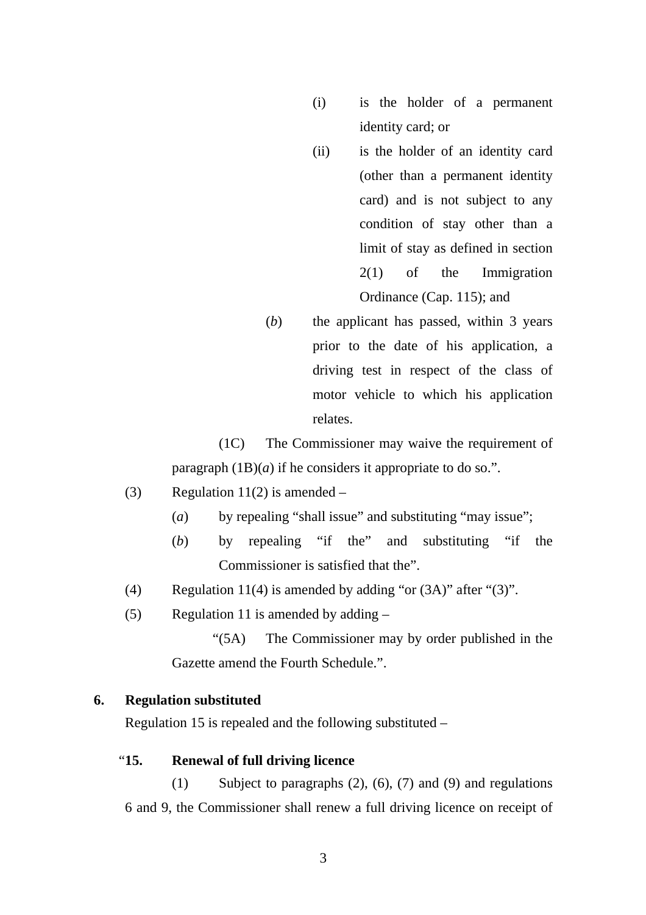(i) is the holder of a permanent identity card; or

(ii) is the holder of an identity card (other than a permanent identity card) and is not subject to any condition of stay other than a limit of stay as defined in section 2(1) of the Immigration Ordinance (Cap. 115); and

(*b*) the applicant has passed, within 3 years prior to the date of his application, a driving test in respect of the class of motor vehicle to which his application relates.

(1C) The Commissioner may waive the requirement of paragraph (1B)(*a*) if he considers it appropriate to do so.".

(3) Regulation 11(2) is amended –

(*a*) by repealing "shall issue" and substituting "may issue";

(*b*) by repealing "if the" and substituting "if the Commissioner is satisfied that the".

(4) Regulation 11(4) is amended by adding "or (3A)" after "(3)".

(5) Regulation 11 is amended by adding –

"(5A) The Commissioner may by order published in the Gazette amend the Fourth Schedule.".

**6. Regulation substituted**

Regulation 15 is repealed and the following substituted –

"**15. Renewal of full driving licence**

(1) Subject to paragraphs (2), (6), (7) and (9) and regulations 6 and 9, the Commissioner shall renew a full driving licence on receipt of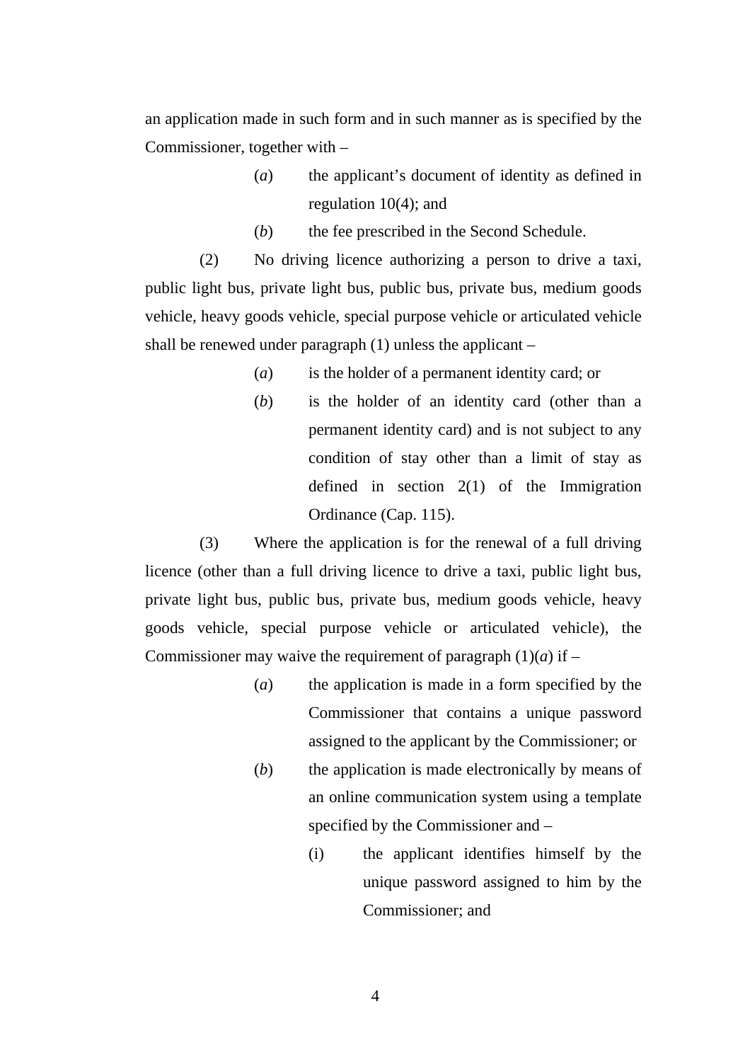an application made in such form and in such manner as is specified by the Commissioner, together with –

(*a*) the applicant's document of identity as defined in regulation 10(4); and

(*b*) the fee prescribed in the Second Schedule.

(2) No driving licence authorizing a person to drive a taxi, public light bus, private light bus, public bus, private bus, medium goods vehicle, heavy goods vehicle, special purpose vehicle or articulated vehicle shall be renewed under paragraph (1) unless the applicant –

(*a*) is the holder of a permanent identity card; or

(*b*) is the holder of an identity card (other than a permanent identity card) and is not subject to any condition of stay other than a limit of stay as defined in section 2(1) of the Immigration Ordinance (Cap. 115).

(3) Where the application is for the renewal of a full driving licence (other than a full driving licence to drive a taxi, public light bus, private light bus, public bus, private bus, medium goods vehicle, heavy goods vehicle, special purpose vehicle or articulated vehicle), the Commissioner may waive the requirement of paragraph (1)(*a*) if –

(*a*) the application is made in a form specified by the Commissioner that contains a unique password assigned to the applicant by the Commissioner; or

(*b*) the application is made electronically by means of an online communication system using a template specified by the Commissioner and –

(i) the applicant identifies himself by the unique password assigned to him by the Commissioner; and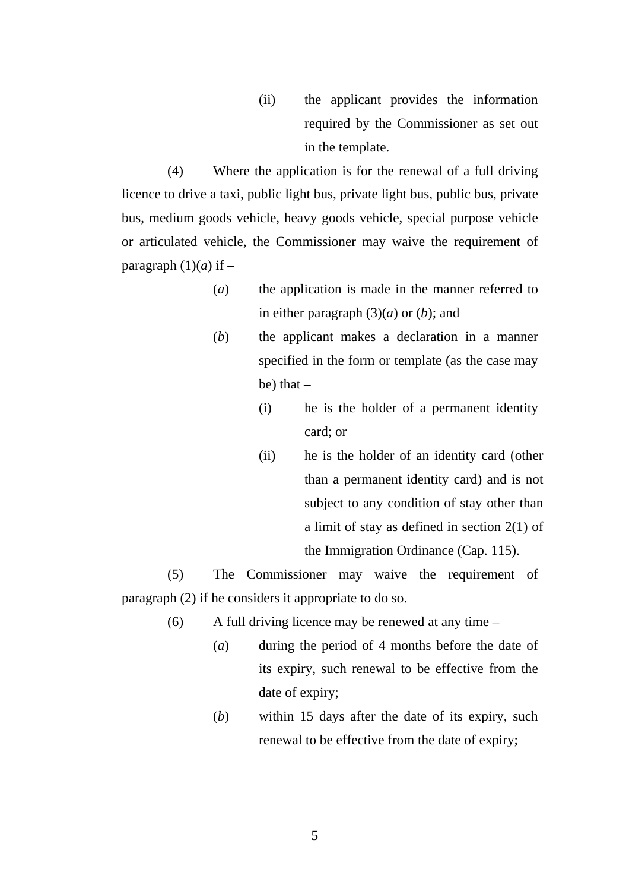(ii) the applicant provides the information required by the Commissioner as set out in the template.

(4) Where the application is for the renewal of a full driving licence to drive a taxi, public light bus, private light bus, public bus, private bus, medium goods vehicle, heavy goods vehicle, special purpose vehicle or articulated vehicle, the Commissioner may waive the requirement of paragraph (1)(*a*) if –

(*a*) the application is made in the manner referred to in either paragraph (3)(*a*) or (*b*); and

(*b*) the applicant makes a declaration in a manner specified in the form or template (as the case may be) that –

(i) he is the holder of a permanent identity card; or

(ii) he is the holder of an identity card (other than a permanent identity card) and is not subject to any condition of stay other than a limit of stay as defined in section 2(1) of the Immigration Ordinance (Cap. 115).

(5) The Commissioner may waive the requirement of paragraph (2) if he considers it appropriate to do so.

(6) A full driving licence may be renewed at any time –

(*a*) during the period of 4 months before the date of its expiry, such renewal to be effective from the date of expiry;

(*b*) within 15 days after the date of its expiry, such renewal to be effective from the date of expiry;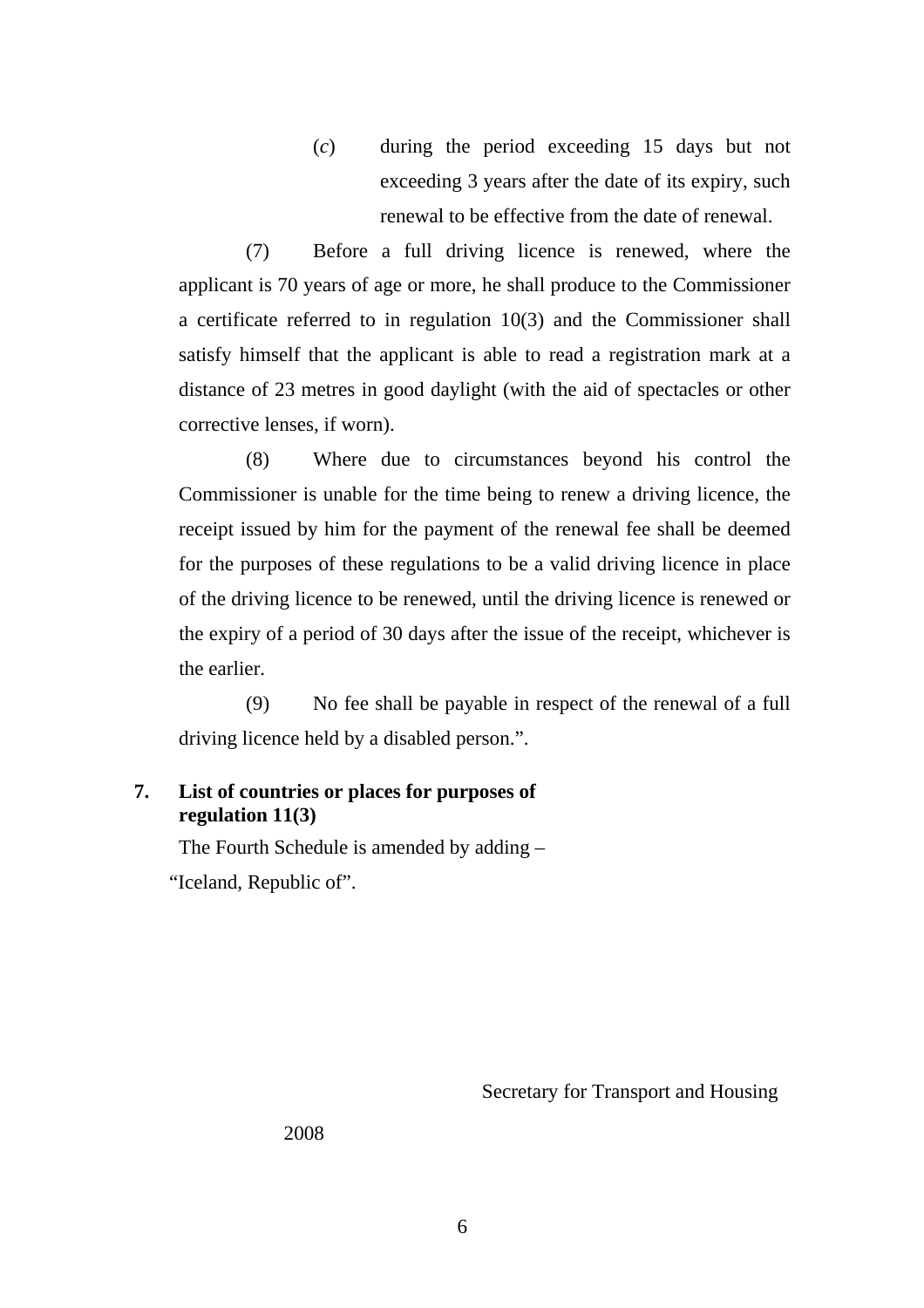(*c*) during the period exceeding 15 days but not exceeding 3 years after the date of its expiry, such renewal to be effective from the date of renewal.

(7) Before a full driving licence is renewed, where the applicant is 70 years of age or more, he shall produce to the Commissioner a certificate referred to in regulation 10(3) and the Commissioner shall satisfy himself that the applicant is able to read a registration mark at a distance of 23 metres in good daylight (with the aid of spectacles or other corrective lenses, if worn).

(8) Where due to circumstances beyond his control the Commissioner is unable for the time being to renew a driving licence, the receipt issued by him for the payment of the renewal fee shall be deemed for the purposes of these regulations to be a valid driving licence in place of the driving licence to be renewed, until the driving licence is renewed or the expiry of a period of 30 days after the issue of the receipt, whichever is the earlier.

(9) No fee shall be payable in respect of the renewal of a full driving licence held by a disabled person.".

**7. List of countries or places for purposes of regulation 11(3)**

The Fourth Schedule is amended by adding –

"Iceland, Republic of".

Secretary for Transport and Housing

2008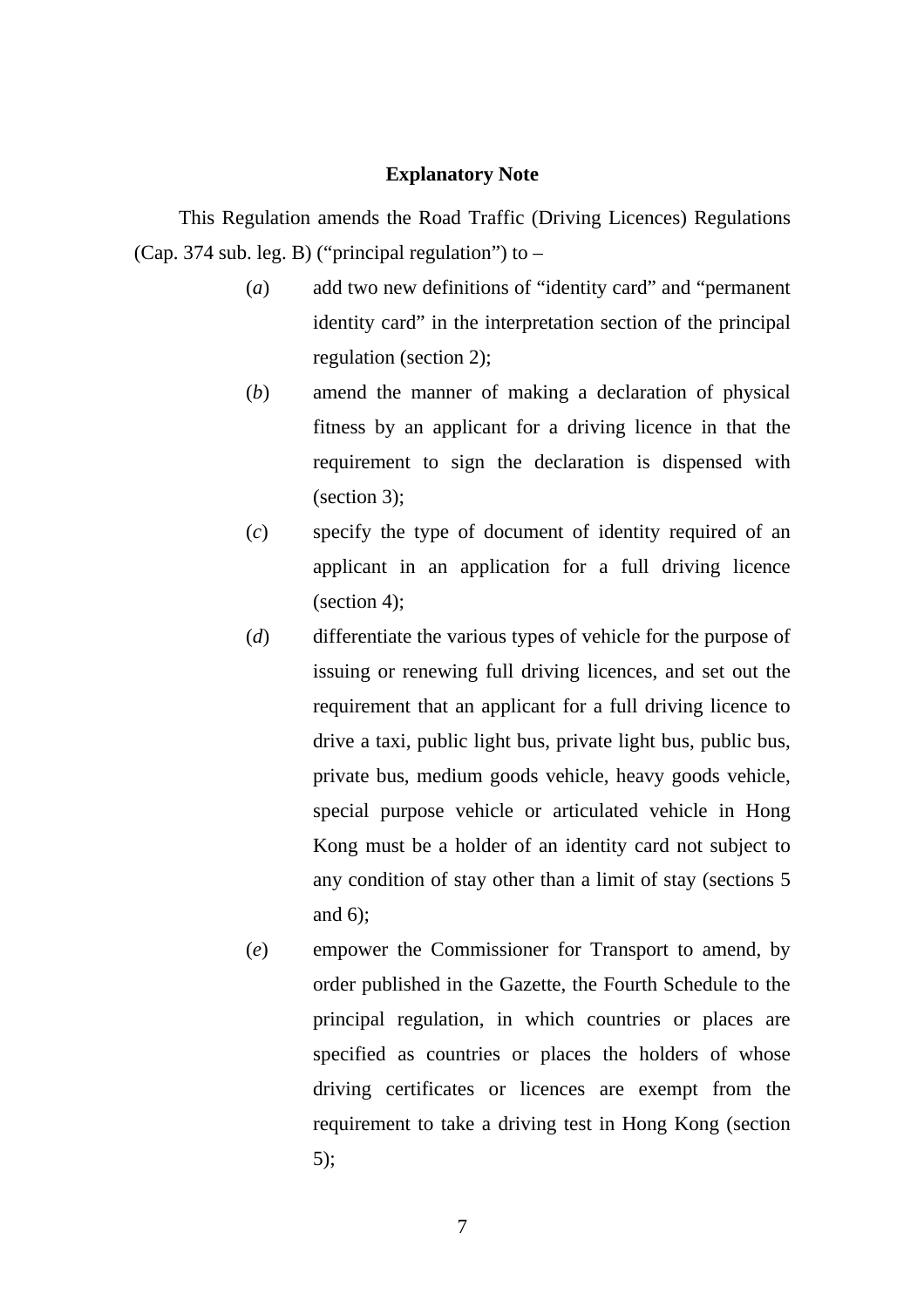## Explanatory Note

This Regulation amends the Road Traffic (Driving Licences) Regulations (Cap. 374 sub. leg. B) ("principal regulation") to –

(*a*) add two new definitions of "identity card" and "permanent identity card" in the interpretation section of the principal regulation (section 2);

(*b*) amend the manner of making a declaration of physical fitness by an applicant for a driving licence in that the requirement to sign the declaration is dispensed with (section 3);

(*c*) specify the type of document of identity required of an applicant in an application for a full driving licence (section 4);

(*d*) differentiate the various types of vehicle for the purpose of issuing or renewing full driving licences, and set out the requirement that an applicant for a full driving licence to drive a taxi, public light bus, private light bus, public bus, private bus, medium goods vehicle, heavy goods vehicle, special purpose vehicle or articulated vehicle in Hong Kong must be a holder of an identity card not subject to any condition of stay other than a limit of stay (sections 5 and 6);

(*e*) empower the Commissioner for Transport to amend, by order published in the Gazette, the Fourth Schedule to the principal regulation, in which countries or places are specified as countries or places the holders of whose driving certificates or licences are exempt from the requirement to take a driving test in Hong Kong (section 5);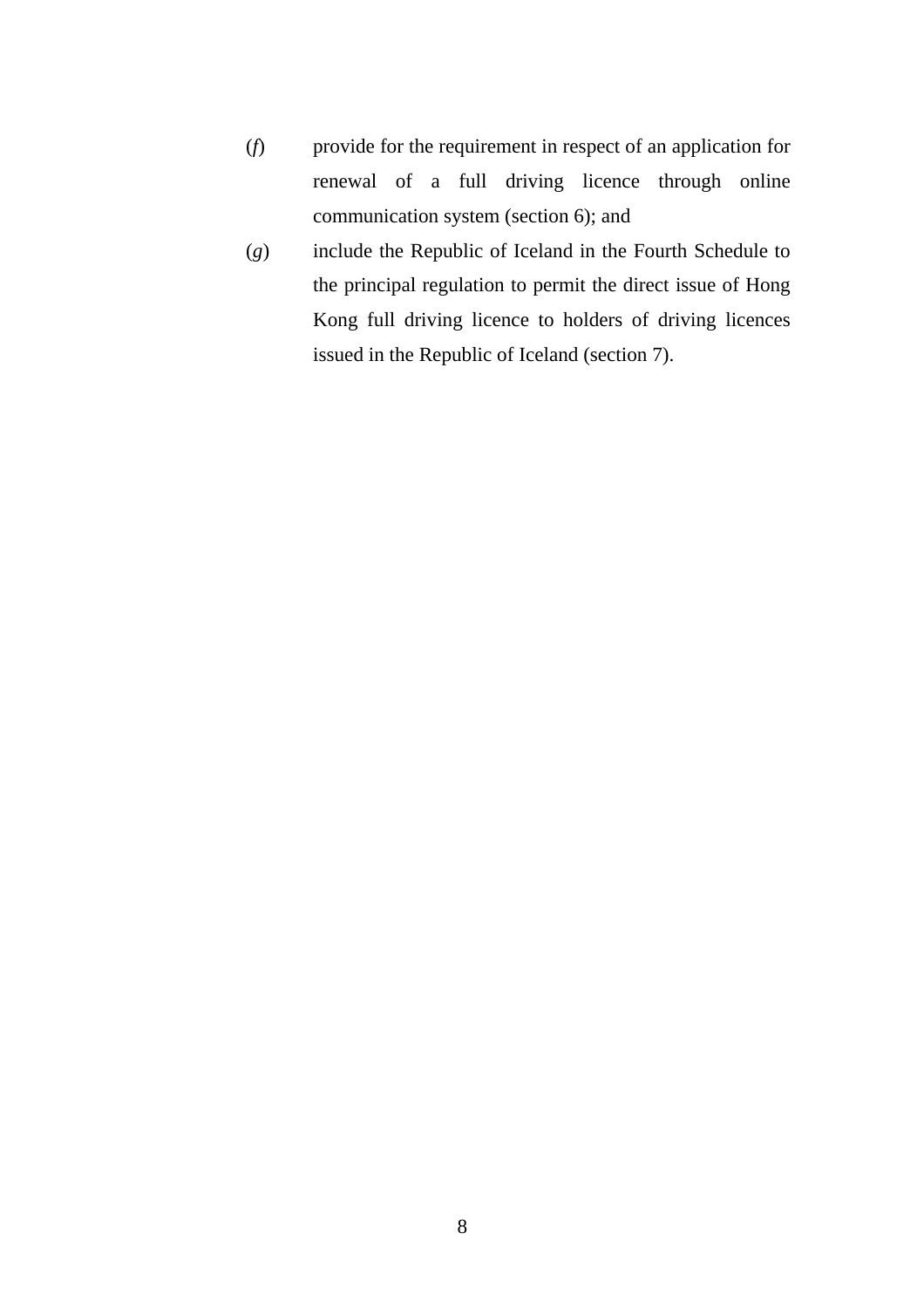(*f*) provide for the requirement in respect of an application for renewal of a full driving licence through online communication system (section 6); and

(*g*) include the Republic of Iceland in the Fourth Schedule to the principal regulation to permit the direct issue of Hong Kong full driving licence to holders of driving licences issued in the Republic of Iceland (section 7).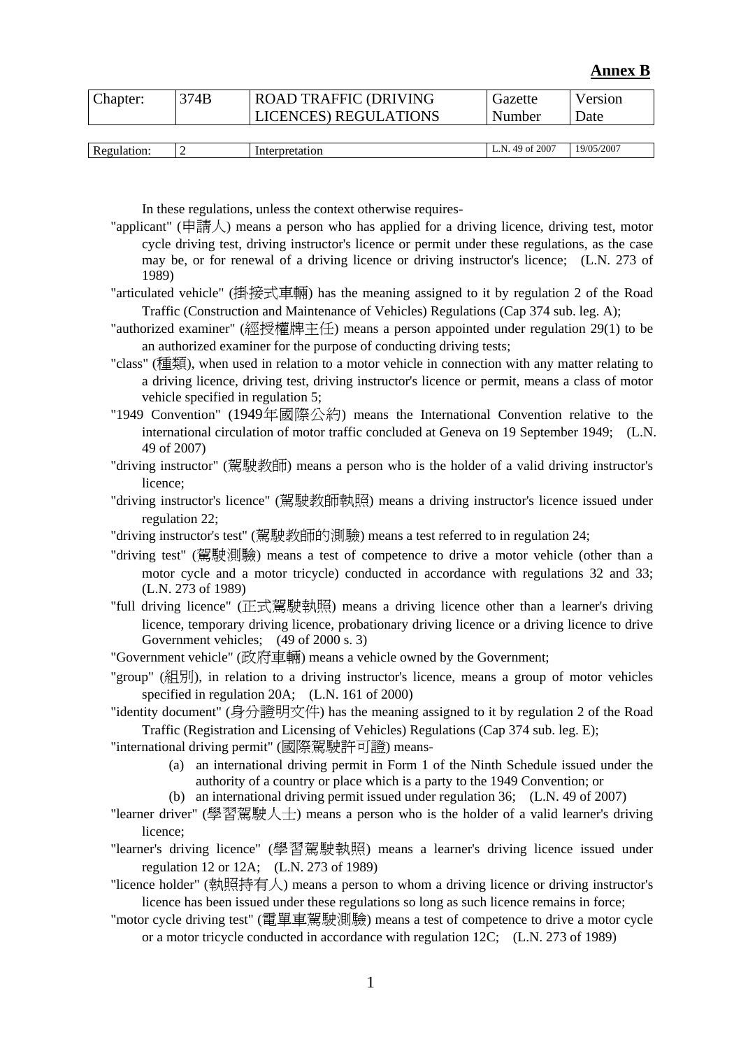**Annex B**

| Chapter: | 374B | ROAD TRAFFIC (DRIVING LICENCES) REGULATIONS | Gazette Number | Version Date |
|---|---|---|---|---|

| Regulation: | 2 | Interpretation | L.N. 49 of 2007 | 19/05/2007 |
|---|---|---|---|---|

In these regulations, unless the context otherwise requires-

"applicant" (申請人) means a person who has applied for a driving licence, driving test, motor cycle driving test, driving instructor's licence or permit under these regulations, as the case may be, or for renewal of a driving licence or driving instructor's licence; (L.N. 273 of 1989)

"articulated vehicle" (掛接式車輛) has the meaning assigned to it by regulation 2 of the Road Traffic (Construction and Maintenance of Vehicles) Regulations (Cap 374 sub. leg. A);

"authorized examiner" (經授權牌主任) means a person appointed under regulation 29(1) to be an authorized examiner for the purpose of conducting driving tests;

"class" (種類), when used in relation to a motor vehicle in connection with any matter relating to a driving licence, driving test, driving instructor's licence or permit, means a class of motor vehicle specified in regulation 5;

"1949 Convention" (1949年國際公約) means the International Convention relative to the international circulation of motor traffic concluded at Geneva on 19 September 1949; (L.N. 49 of 2007)

"driving instructor" (駕駛教師) means a person who is the holder of a valid driving instructor's licence;

"driving instructor's licence" (駕駛教師執照) means a driving instructor's licence issued under regulation 22;

"driving instructor's test" (駕駛教師的測驗) means a test referred to in regulation 24;

"driving test" (駕駛測驗) means a test of competence to drive a motor vehicle (other than a motor cycle and a motor tricycle) conducted in accordance with regulations 32 and 33; (L.N. 273 of 1989)

"full driving licence" (正式駕駛執照) means a driving licence other than a learner's driving licence, temporary driving licence, probationary driving licence or a driving licence to drive Government vehicles; (49 of 2000 s. 3)

"Government vehicle" (政府車輛) means a vehicle owned by the Government;

"group" (組別), in relation to a driving instructor's licence, means a group of motor vehicles specified in regulation 20A; (L.N. 161 of 2000)

"identity document" (身分證明文件) has the meaning assigned to it by regulation 2 of the Road Traffic (Registration and Licensing of Vehicles) Regulations (Cap 374 sub. leg. E);

"international driving permit" (國際駕駛許可證) means-

(a) an international driving permit in Form 1 of the Ninth Schedule issued under the authority of a country or place which is a party to the 1949 Convention; or

(b) an international driving permit issued under regulation 36; (L.N. 49 of 2007)

"learner driver" (學習駕駛人士) means a person who is the holder of a valid learner's driving licence;

"learner's driving licence" (學習駕駛執照) means a learner's driving licence issued under regulation 12 or 12A; (L.N. 273 of 1989)

"licence holder" (執照持有人) means a person to whom a driving licence or driving instructor's licence has been issued under these regulations so long as such licence remains in force;

"motor cycle driving test" (電單車駕駛測驗) means a test of competence to drive a motor cycle or a motor tricycle conducted in accordance with regulation 12C; (L.N. 273 of 1989)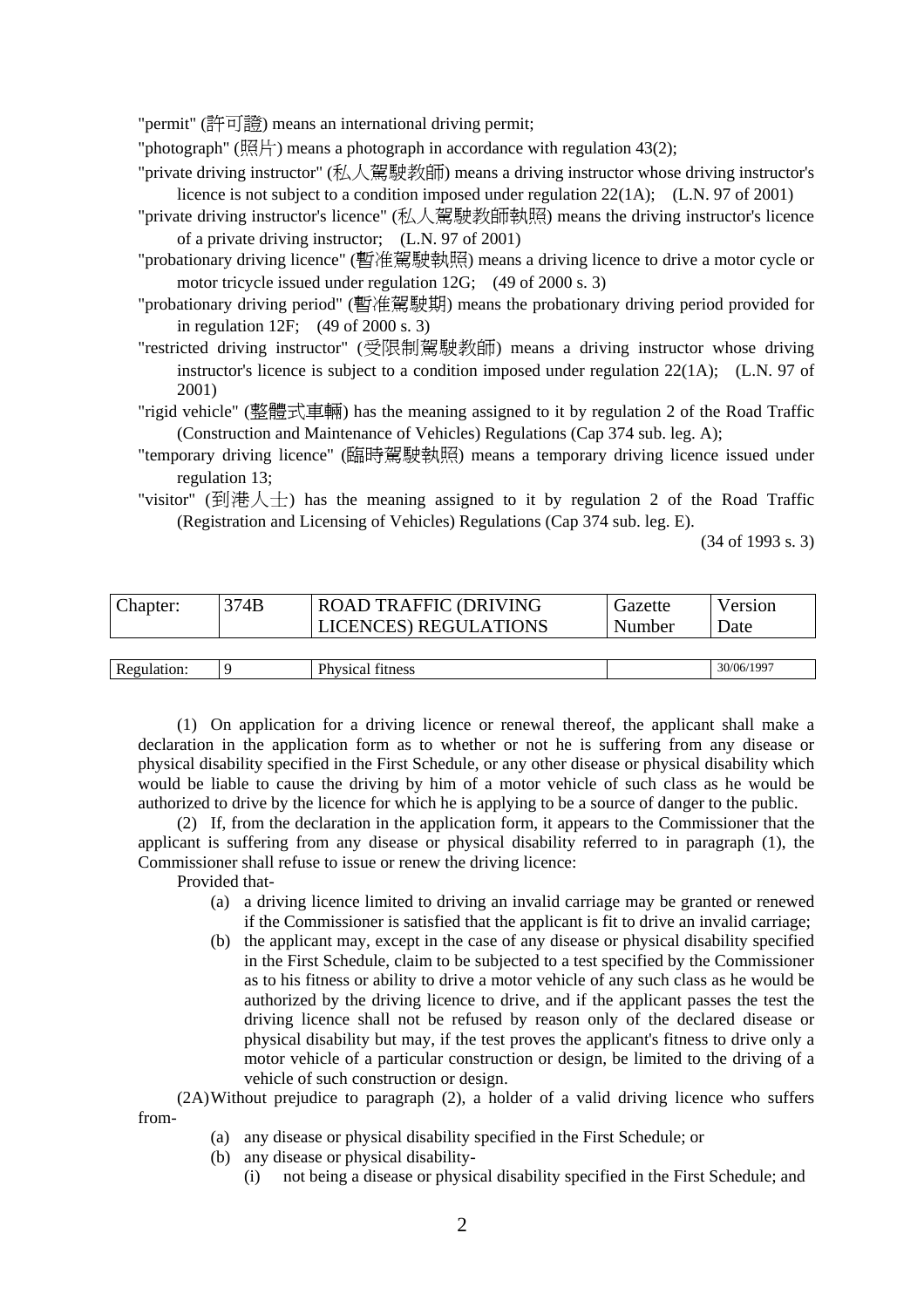"permit" (許可證) means an international driving permit;

"photograph" (照片) means a photograph in accordance with regulation 43(2);

"private driving instructor" (私人駕駛教師) means a driving instructor whose driving instructor's licence is not subject to a condition imposed under regulation 22(1A); (L.N. 97 of 2001)

"private driving instructor's licence" (私人駕駛教師執照) means the driving instructor's licence of a private driving instructor; (L.N. 97 of 2001)

"probationary driving licence" (暫准駕駛執照) means a driving licence to drive a motor cycle or motor tricycle issued under regulation 12G; (49 of 2000 s. 3)

"probationary driving period" (暫准駕駛期) means the probationary driving period provided for in regulation 12F; (49 of 2000 s. 3)

"restricted driving instructor" (受限制駕駛教師) means a driving instructor whose driving instructor's licence is subject to a condition imposed under regulation 22(1A); (L.N. 97 of 2001)

"rigid vehicle" (整體式車輛) has the meaning assigned to it by regulation 2 of the Road Traffic (Construction and Maintenance of Vehicles) Regulations (Cap 374 sub. leg. A);

"temporary driving licence" (臨時駕駛執照) means a temporary driving licence issued under regulation 13;

"visitor" (到港人士) has the meaning assigned to it by regulation 2 of the Road Traffic (Registration and Licensing of Vehicles) Regulations (Cap 374 sub. leg. E).

(34 of 1993 s. 3)

| Chapter: | 374B | ROAD TRAFFIC (DRIVING LICENCES) REGULATIONS | Gazette Number | Version Date |
|---|---|---|---|---|
| Regulation: | 9 | Physical fitness | | 30/06/1997 |

(1) On application for a driving licence or renewal thereof, the applicant shall make a declaration in the application form as to whether or not he is suffering from any disease or physical disability specified in the First Schedule, or any other disease or physical disability which would be liable to cause the driving by him of a motor vehicle of such class as he would be authorized to drive by the licence for which he is applying to be a source of danger to the public.

(2) If, from the declaration in the application form, it appears to the Commissioner that the applicant is suffering from any disease or physical disability referred to in paragraph (1), the Commissioner shall refuse to issue or renew the driving licence:

Provided that-

- (a) a driving licence limited to driving an invalid carriage may be granted or renewed if the Commissioner is satisfied that the applicant is fit to drive an invalid carriage;
- (b) the applicant may, except in the case of any disease or physical disability specified in the First Schedule, claim to be subjected to a test specified by the Commissioner as to his fitness or ability to drive a motor vehicle of any such class as he would be authorized by the driving licence to drive, and if the applicant passes the test the driving licence shall not be refused by reason only of the declared disease or physical disability but may, if the test proves the applicant's fitness to drive only a motor vehicle of a particular construction or design, be limited to the driving of a vehicle of such construction or design.

(2A) Without prejudice to paragraph (2), a holder of a valid driving licence who suffers from-

- (a) any disease or physical disability specified in the First Schedule; or
- (b) any disease or physical disability-
  - (i) not being a disease or physical disability specified in the First Schedule; and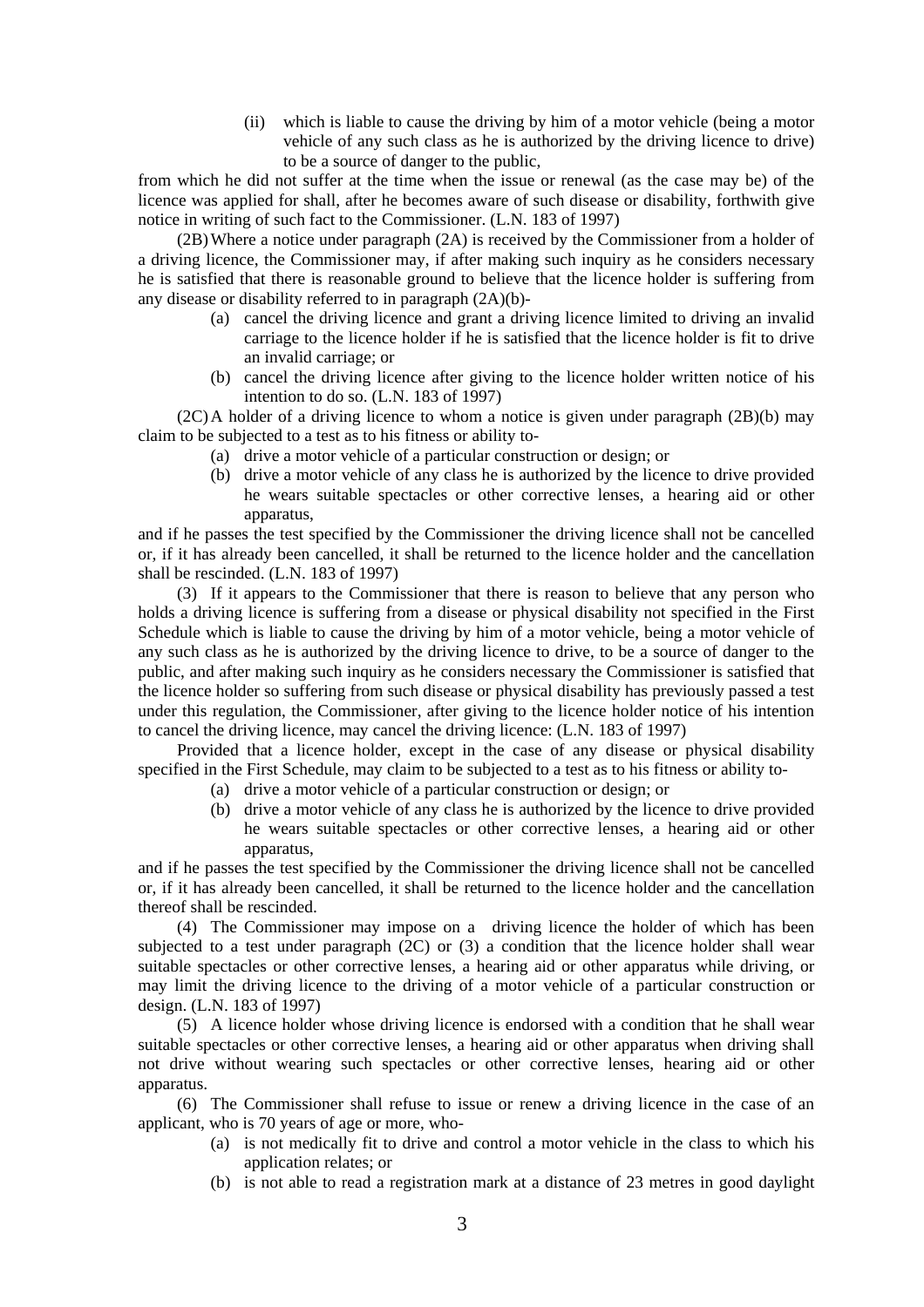(ii) which is liable to cause the driving by him of a motor vehicle (being a motor vehicle of any such class as he is authorized by the driving licence to drive) to be a source of danger to the public,

from which he did not suffer at the time when the issue or renewal (as the case may be) of the licence was applied for shall, after he becomes aware of such disease or disability, forthwith give notice in writing of such fact to the Commissioner. (L.N. 183 of 1997)

(2B) Where a notice under paragraph (2A) is received by the Commissioner from a holder of a driving licence, the Commissioner may, if after making such inquiry as he considers necessary he is satisfied that there is reasonable ground to believe that the licence holder is suffering from any disease or disability referred to in paragraph (2A)(b)-

(a) cancel the driving licence and grant a driving licence limited to driving an invalid carriage to the licence holder if he is satisfied that the licence holder is fit to drive an invalid carriage; or

(b) cancel the driving licence after giving to the licence holder written notice of his intention to do so. (L.N. 183 of 1997)

(2C) A holder of a driving licence to whom a notice is given under paragraph (2B)(b) may claim to be subjected to a test as to his fitness or ability to-

(a) drive a motor vehicle of a particular construction or design; or

(b) drive a motor vehicle of any class he is authorized by the licence to drive provided he wears suitable spectacles or other corrective lenses, a hearing aid or other apparatus,

and if he passes the test specified by the Commissioner the driving licence shall not be cancelled or, if it has already been cancelled, it shall be returned to the licence holder and the cancellation shall be rescinded. (L.N. 183 of 1997)

(3) If it appears to the Commissioner that there is reason to believe that any person who holds a driving licence is suffering from a disease or physical disability not specified in the First Schedule which is liable to cause the driving by him of a motor vehicle, being a motor vehicle of any such class as he is authorized by the driving licence to drive, to be a source of danger to the public, and after making such inquiry as he considers necessary the Commissioner is satisfied that the licence holder so suffering from such disease or physical disability has previously passed a test under this regulation, the Commissioner, after giving to the licence holder notice of his intention to cancel the driving licence, may cancel the driving licence: (L.N. 183 of 1997)

Provided that a licence holder, except in the case of any disease or physical disability specified in the First Schedule, may claim to be subjected to a test as to his fitness or ability to-

(a) drive a motor vehicle of a particular construction or design; or

(b) drive a motor vehicle of any class he is authorized by the licence to drive provided he wears suitable spectacles or other corrective lenses, a hearing aid or other apparatus,

and if he passes the test specified by the Commissioner the driving licence shall not be cancelled or, if it has already been cancelled, it shall be returned to the licence holder and the cancellation thereof shall be rescinded.

(4) The Commissioner may impose on a driving licence the holder of which has been subjected to a test under paragraph (2C) or (3) a condition that the licence holder shall wear suitable spectacles or other corrective lenses, a hearing aid or other apparatus while driving, or may limit the driving licence to the driving of a motor vehicle of a particular construction or design. (L.N. 183 of 1997)

(5) A licence holder whose driving licence is endorsed with a condition that he shall wear suitable spectacles or other corrective lenses, a hearing aid or other apparatus when driving shall not drive without wearing such spectacles or other corrective lenses, hearing aid or other apparatus.

(6) The Commissioner shall refuse to issue or renew a driving licence in the case of an applicant, who is 70 years of age or more, who-

(a) is not medically fit to drive and control a motor vehicle in the class to which his application relates; or

(b) is not able to read a registration mark at a distance of 23 metres in good daylight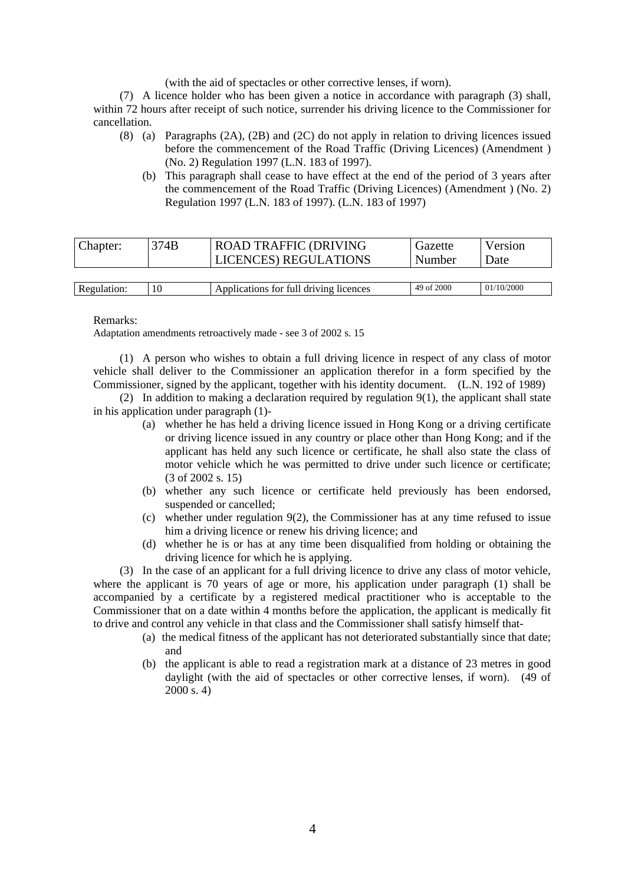(with the aid of spectacles or other corrective lenses, if worn).

(7) A licence holder who has been given a notice in accordance with paragraph (3) shall, within 72 hours after receipt of such notice, surrender his driving licence to the Commissioner for cancellation.

(8) (a) Paragraphs (2A), (2B) and (2C) do not apply in relation to driving licences issued before the commencement of the Road Traffic (Driving Licences) (Amendment ) (No. 2) Regulation 1997 (L.N. 183 of 1997).

(b) This paragraph shall cease to have effect at the end of the period of 3 years after the commencement of the Road Traffic (Driving Licences) (Amendment ) (No. 2) Regulation 1997 (L.N. 183 of 1997). (L.N. 183 of 1997)

| Chapter: | 374B | ROAD TRAFFIC (DRIVING LICENCES) REGULATIONS | Gazette Number | Version Date |
|---|---|---|---|---|
| Regulation: | 10 | Applications for full driving licences | 49 of 2000 | 01/10/2000 |

Remarks:
Adaptation amendments retroactively made - see 3 of 2002 s. 15

(1) A person who wishes to obtain a full driving licence in respect of any class of motor vehicle shall deliver to the Commissioner an application therefor in a form specified by the Commissioner, signed by the applicant, together with his identity document. (L.N. 192 of 1989)

(2) In addition to making a declaration required by regulation 9(1), the applicant shall state in his application under paragraph (1)-

- (a) whether he has held a driving licence issued in Hong Kong or a driving certificate or driving licence issued in any country or place other than Hong Kong; and if the applicant has held any such licence or certificate, he shall also state the class of motor vehicle which he was permitted to drive under such licence or certificate; (3 of 2002 s. 15)
- (b) whether any such licence or certificate held previously has been endorsed, suspended or cancelled;
- (c) whether under regulation 9(2), the Commissioner has at any time refused to issue him a driving licence or renew his driving licence; and
- (d) whether he is or has at any time been disqualified from holding or obtaining the driving licence for which he is applying.

(3) In the case of an applicant for a full driving licence to drive any class of motor vehicle, where the applicant is 70 years of age or more, his application under paragraph (1) shall be accompanied by a certificate by a registered medical practitioner who is acceptable to the Commissioner that on a date within 4 months before the application, the applicant is medically fit to drive and control any vehicle in that class and the Commissioner shall satisfy himself that-

- (a) the medical fitness of the applicant has not deteriorated substantially since that date; and
- (b) the applicant is able to read a registration mark at a distance of 23 metres in good daylight (with the aid of spectacles or other corrective lenses, if worn). (49 of 2000 s. 4)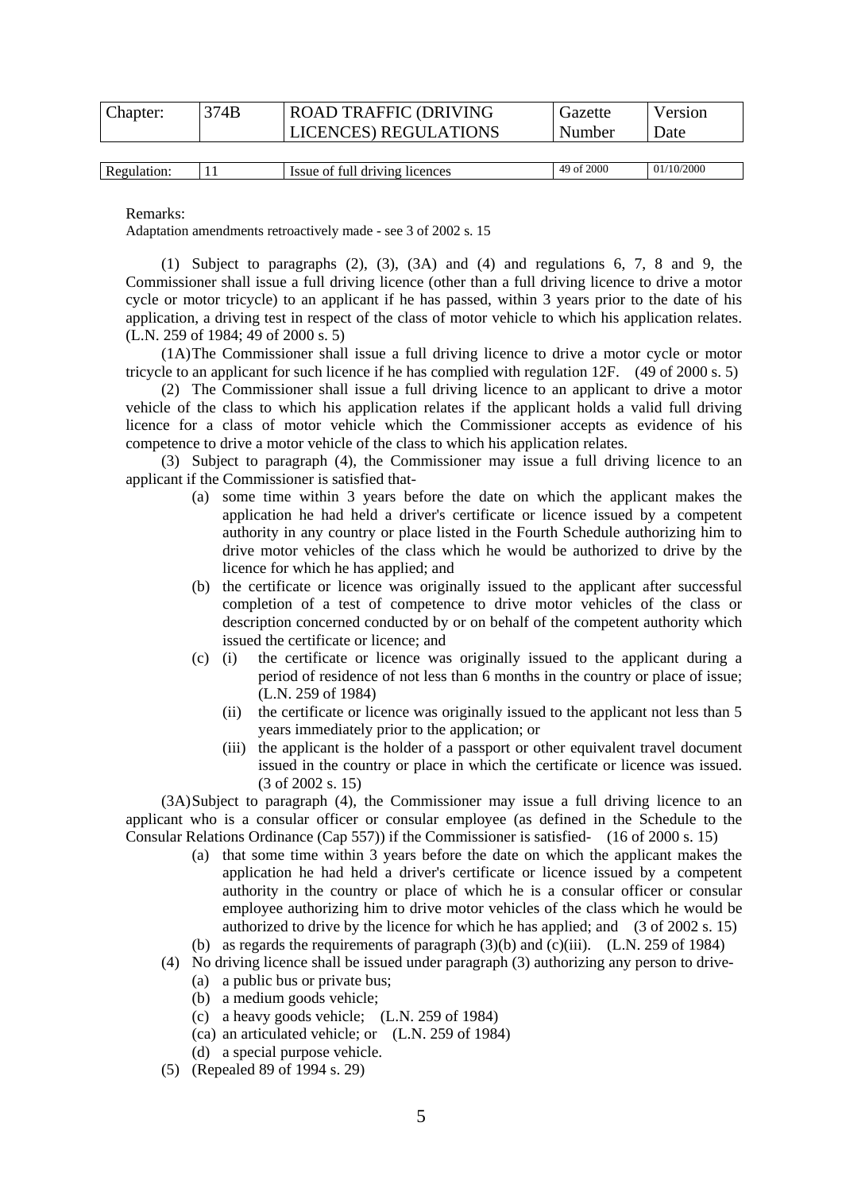| Chapter: | 374B | ROAD TRAFFIC (DRIVING LICENCES) REGULATIONS | Gazette Number | Version Date |
|---|---|---|---|---|

| Regulation: | 11 | Issue of full driving licences | 49 of 2000 | 01/10/2000 |
|---|---|---|---|---|

Remarks:
Adaptation amendments retroactively made - see 3 of 2002 s. 15

(1) Subject to paragraphs (2), (3), (3A) and (4) and regulations 6, 7, 8 and 9, the Commissioner shall issue a full driving licence (other than a full driving licence to drive a motor cycle or motor tricycle) to an applicant if he has passed, within 3 years prior to the date of his application, a driving test in respect of the class of motor vehicle to which his application relates. (L.N. 259 of 1984; 49 of 2000 s. 5)

(1A) The Commissioner shall issue a full driving licence to drive a motor cycle or motor tricycle to an applicant for such licence if he has complied with regulation 12F. (49 of 2000 s. 5)

(2) The Commissioner shall issue a full driving licence to an applicant to drive a motor vehicle of the class to which his application relates if the applicant holds a valid full driving licence for a class of motor vehicle which the Commissioner accepts as evidence of his competence to drive a motor vehicle of the class to which his application relates.

(3) Subject to paragraph (4), the Commissioner may issue a full driving licence to an applicant if the Commissioner is satisfied that-

- (a) some time within 3 years before the date on which the applicant makes the application he had held a driver's certificate or licence issued by a competent authority in any country or place listed in the Fourth Schedule authorizing him to drive motor vehicles of the class which he would be authorized to drive by the licence for which he has applied; and
- (b) the certificate or licence was originally issued to the applicant after successful completion of a test of competence to drive motor vehicles of the class or description concerned conducted by or on behalf of the competent authority which issued the certificate or licence; and
- (c) (i) the certificate or licence was originally issued to the applicant during a period of residence of not less than 6 months in the country or place of issue; (L.N. 259 of 1984)
  - (ii) the certificate or licence was originally issued to the applicant not less than 5 years immediately prior to the application; or
  - (iii) the applicant is the holder of a passport or other equivalent travel document issued in the country or place in which the certificate or licence was issued. (3 of 2002 s. 15)

(3A) Subject to paragraph (4), the Commissioner may issue a full driving licence to an applicant who is a consular officer or consular employee (as defined in the Schedule to the Consular Relations Ordinance (Cap 557)) if the Commissioner is satisfied- (16 of 2000 s. 15)

- (a) that some time within 3 years before the date on which the applicant makes the application he had held a driver's certificate or licence issued by a competent authority in the country or place of which he is a consular officer or consular employee authorizing him to drive motor vehicles of the class which he would be authorized to drive by the licence for which he has applied; and (3 of 2002 s. 15)
- (b) as regards the requirements of paragraph (3)(b) and (c)(iii). (L.N. 259 of 1984)

(4) No driving licence shall be issued under paragraph (3) authorizing any person to drive-

- (a) a public bus or private bus;
- (b) a medium goods vehicle;
- (c) a heavy goods vehicle; (L.N. 259 of 1984)
- (ca) an articulated vehicle; or (L.N. 259 of 1984)
- (d) a special purpose vehicle.

(5) (Repealed 89 of 1994 s. 29)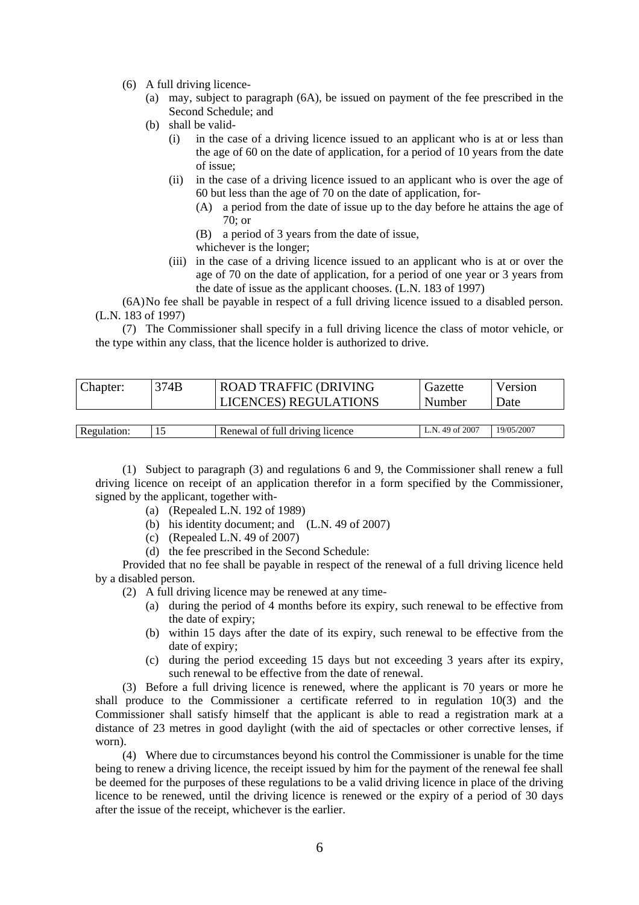(6) A full driving licence-

(a) may, subject to paragraph (6A), be issued on payment of the fee prescribed in the Second Schedule; and

(b) shall be valid-

(i) in the case of a driving licence issued to an applicant who is at or less than the age of 60 on the date of application, for a period of 10 years from the date of issue;

(ii) in the case of a driving licence issued to an applicant who is over the age of 60 but less than the age of 70 on the date of application, for-

(A) a period from the date of issue up to the day before he attains the age of 70; or

(B) a period of 3 years from the date of issue,

whichever is the longer;

(iii) in the case of a driving licence issued to an applicant who is at or over the age of 70 on the date of application, for a period of one year or 3 years from the date of issue as the applicant chooses. (L.N. 183 of 1997)

(6A) No fee shall be payable in respect of a full driving licence issued to a disabled person. (L.N. 183 of 1997)

(7) The Commissioner shall specify in a full driving licence the class of motor vehicle, or the type within any class, that the licence holder is authorized to drive.

| Chapter: | 374B | ROAD TRAFFIC (DRIVING LICENCES) REGULATIONS | Gazette Number | Version Date |
|---|---|---|---|---|

| Regulation: | 15 | Renewal of full driving licence | L.N. 49 of 2007 | 19/05/2007 |
|---|---|---|---|---|

(1) Subject to paragraph (3) and regulations 6 and 9, the Commissioner shall renew a full driving licence on receipt of an application therefor in a form specified by the Commissioner, signed by the applicant, together with-

(a) (Repealed L.N. 192 of 1989)

(b) his identity document; and (L.N. 49 of 2007)

(c) (Repealed L.N. 49 of 2007)

(d) the fee prescribed in the Second Schedule:

Provided that no fee shall be payable in respect of the renewal of a full driving licence held by a disabled person.

(2) A full driving licence may be renewed at any time-

(a) during the period of 4 months before its expiry, such renewal to be effective from the date of expiry;

(b) within 15 days after the date of its expiry, such renewal to be effective from the date of expiry;

(c) during the period exceeding 15 days but not exceeding 3 years after its expiry, such renewal to be effective from the date of renewal.

(3) Before a full driving licence is renewed, where the applicant is 70 years or more he shall produce to the Commissioner a certificate referred to in regulation 10(3) and the Commissioner shall satisfy himself that the applicant is able to read a registration mark at a distance of 23 metres in good daylight (with the aid of spectacles or other corrective lenses, if worn).

(4) Where due to circumstances beyond his control the Commissioner is unable for the time being to renew a driving licence, the receipt issued by him for the payment of the renewal fee shall be deemed for the purposes of these regulations to be a valid driving licence in place of the driving licence to be renewed, until the driving licence is renewed or the expiry of a period of 30 days after the issue of the receipt, whichever is the earlier.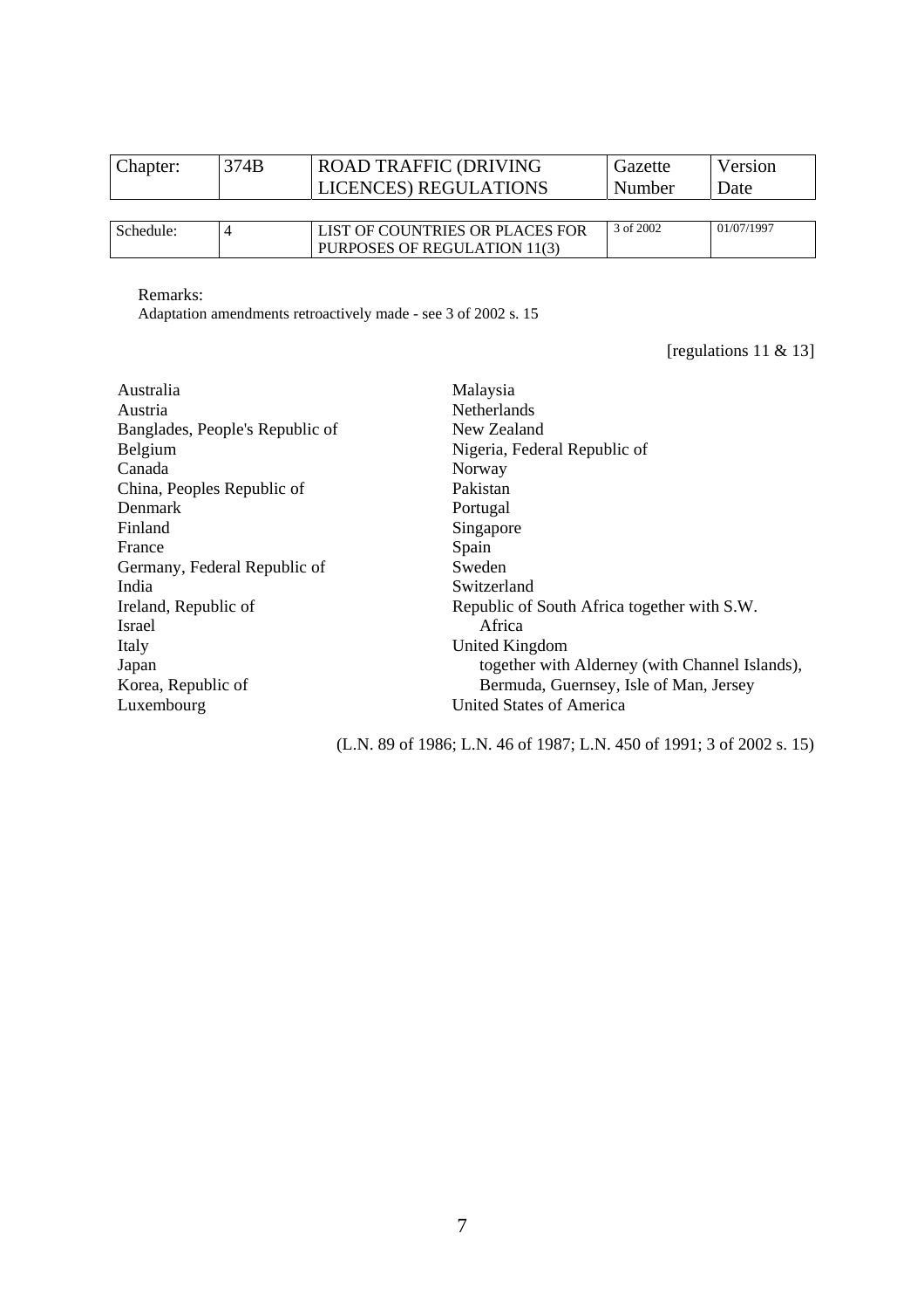| Chapter: | 374B | ROAD TRAFFIC (DRIVING LICENCES) REGULATIONS | Gazette Number | Version Date |
|---|---|---|---|---|
| Schedule: | 4 | LIST OF COUNTRIES OR PLACES FOR PURPOSES OF REGULATION 11(3) | 3 of 2002 | 01/07/1997 |

Remarks:
Adaptation amendments retroactively made - see 3 of 2002 s. 15

[regulations 11 & 13]

Australia
Austria
Banglades, People's Republic of
Belgium
Canada
China, Peoples Republic of
Denmark
Finland
France
Germany, Federal Republic of
India
Ireland, Republic of
Israel
Italy
Japan
Korea, Republic of
Luxembourg
Malaysia
Netherlands
New Zealand
Nigeria, Federal Republic of
Norway
Pakistan
Portugal
Singapore
Spain
Sweden
Switzerland
Republic of South Africa together with S.W. Africa
United Kingdom
together with Alderney (with Channel Islands), Bermuda, Guernsey, Isle of Man, Jersey
United States of America

(L.N. 89 of 1986; L.N. 46 of 1987; L.N. 450 of 1991; 3 of 2002 s. 15)